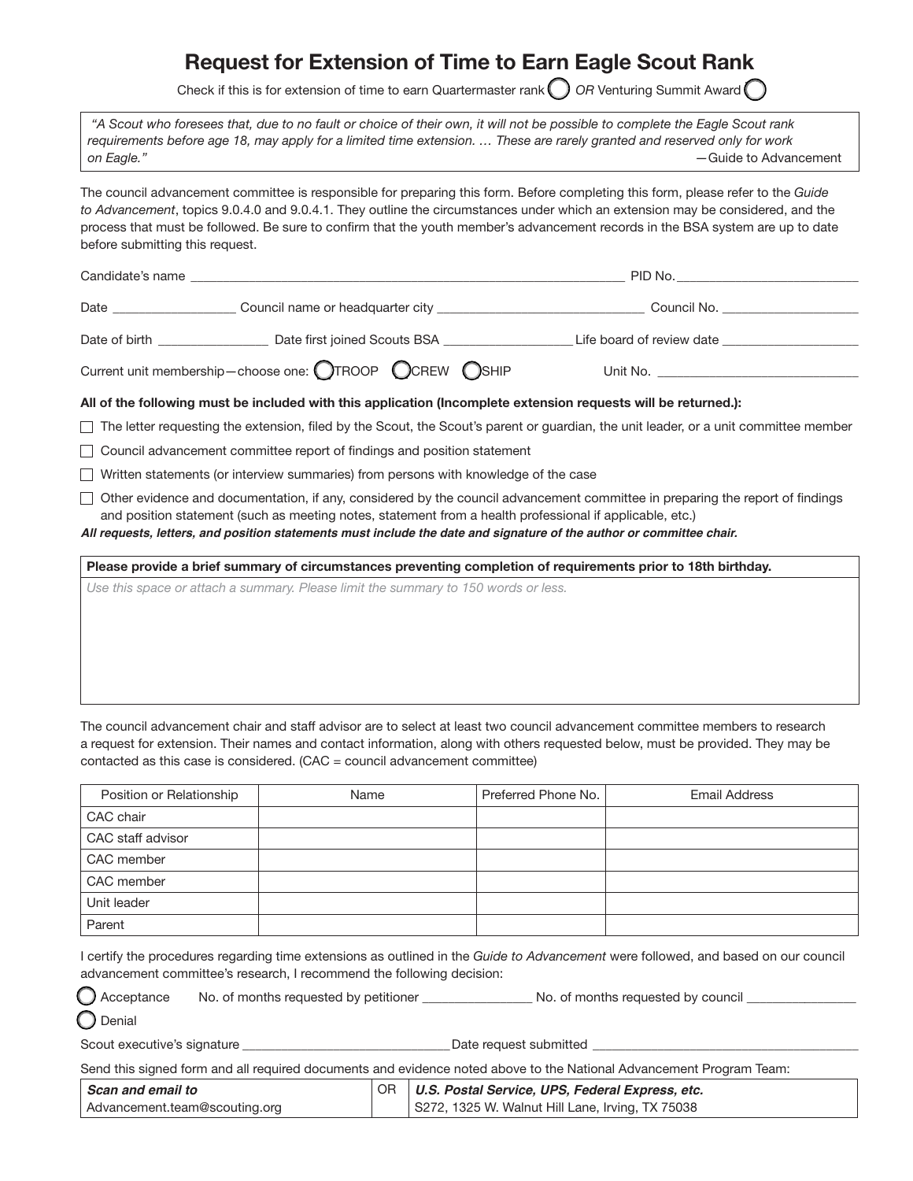# Request for Extension of Time to Earn Eagle Scout Rank

Check if this is for extension of time to earn Quartermaster rank ◯ *OR* Venturing Summit Award ◯

> *"A Scout who foresees that, due to no fault or choice of their own, it will not be possible to complete the Eagle Scout rank requirements before age 18, may apply for a limited time extension. … These are rarely granted and reserved only for work on Eagle."*
>
> —Guide to Advancement

The council advancement committee is responsible for preparing this form. Before completing this form, please refer to the *Guide to Advancement*, topics 9.0.4.0 and 9.0.4.1. They outline the circumstances under which an extension may be considered, and the process that must be followed. Be sure to confirm that the youth member's advancement records in the BSA system are up to date before submitting this request.

Candidate's name ______________________________ PID No. ______________

Date ______________ Council name or headquarter city ______________________ Council No. ______________

Date of birth ______________ Date first joined Scouts BSA ______________ Life board of review date ______________

Current unit membership—choose one: ◯ TROOP ◯ CREW ◯ SHIP Unit No. ______________

**All of the following must be included with this application (Incomplete extension requests will be returned.):**

- ☐ The letter requesting the extension, filed by the Scout, the Scout's parent or guardian, the unit leader, or a unit committee member
- ☐ Council advancement committee report of findings and position statement
- ☐ Written statements (or interview summaries) from persons with knowledge of the case
- ☐ Other evidence and documentation, if any, considered by the council advancement committee in preparing the report of findings and position statement (such as meeting notes, statement from a health professional if applicable, etc.)

***All requests, letters, and position statements must include the date and signature of the author or committee chair.***

**Please provide a brief summary of circumstances preventing completion of requirements prior to 18th birthday.**

*Use this space or attach a summary. Please limit the summary to 150 words or less.*

The council advancement chair and staff advisor are to select at least two council advancement committee members to research a request for extension. Their names and contact information, along with others requested below, must be provided. They may be contacted as this case is considered. (CAC = council advancement committee)

| Position or Relationship | Name | Preferred Phone No. | Email Address |
|---|---|---|---|
| CAC chair | | | |
| CAC staff advisor | | | |
| CAC member | | | |
| CAC member | | | |
| Unit leader | | | |
| Parent | | | |

I certify the procedures regarding time extensions as outlined in the *Guide to Advancement* were followed, and based on our council advancement committee's research, I recommend the following decision:

◯ Acceptance No. of months requested by petitioner ______________ No. of months requested by council ______________

◯ Denial

Scout executive's signature ______________________ Date request submitted ______________________

Send this signed form and all required documents and evidence noted above to the National Advancement Program Team:

| ***Scan and email to*** | OR | ***U.S. Postal Service, UPS, Federal Express, etc.*** |
|---|---|---|
| Advancement.team@scouting.org | | S272, 1325 W. Walnut Hill Lane, Irving, TX 75038 |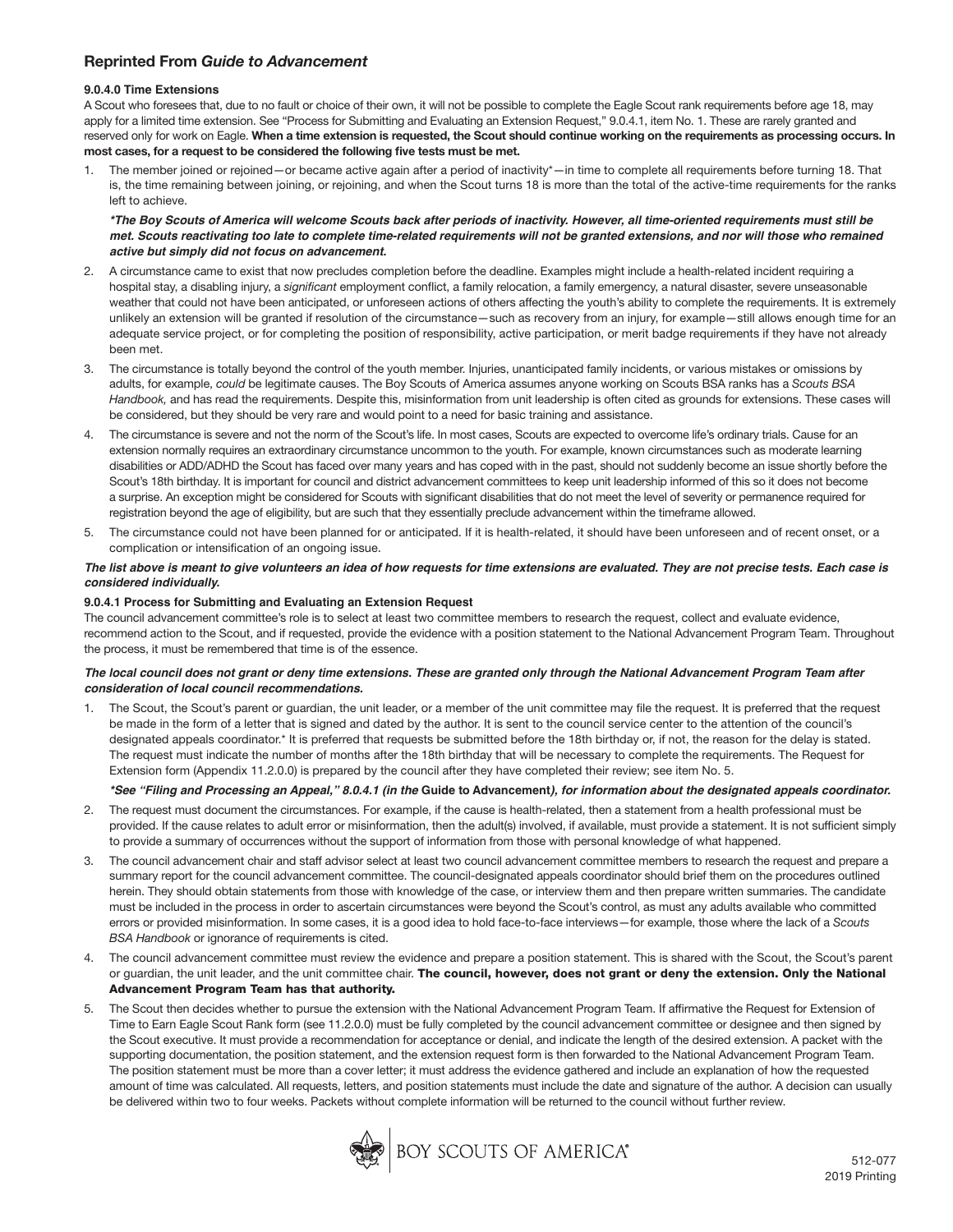## Reprinted From *Guide to Advancement*

### 9.0.4.0 Time Extensions

A Scout who foresees that, due to no fault or choice of their own, it will not be possible to complete the Eagle Scout rank requirements before age 18, may apply for a limited time extension. See "Process for Submitting and Evaluating an Extension Request," 9.0.4.1, item No. 1. These are rarely granted and reserved only for work on Eagle. **When a time extension is requested, the Scout should continue working on the requirements as processing occurs. In most cases, for a request to be considered the following five tests must be met.**

1. The member joined or rejoined—or became active again after a period of inactivity*—in time to complete all requirements before turning 18. That is, the time remaining between joining, or rejoining, and when the Scout turns 18 is more than the total of the active-time requirements for the ranks left to achieve.

   ***The Boy Scouts of America will welcome Scouts back after periods of inactivity. However, all time-oriented requirements must still be met. Scouts reactivating too late to complete time-related requirements will not be granted extensions, and nor will those who remained active but simply did not focus on advancement.***

2. A circumstance came to exist that now precludes completion before the deadline. Examples might include a health-related incident requiring a hospital stay, a disabling injury, a *significant* employment conflict, a family relocation, a family emergency, a natural disaster, severe unseasonable weather that could not have been anticipated, or unforeseen actions of others affecting the youth's ability to complete the requirements. It is extremely unlikely an extension will be granted if resolution of the circumstance—such as recovery from an injury, for example—still allows enough time for an adequate service project, or for completing the position of responsibility, active participation, or merit badge requirements if they have not already been met.
3. The circumstance is totally beyond the control of the youth member. Injuries, unanticipated family incidents, or various mistakes or omissions by adults, for example, *could* be legitimate causes. The Boy Scouts of America assumes anyone working on Scouts BSA ranks has a *Scouts BSA Handbook,* and has read the requirements. Despite this, misinformation from unit leadership is often cited as grounds for extensions. These cases will be considered, but they should be very rare and would point to a need for basic training and assistance.
4. The circumstance is severe and not the norm of the Scout's life. In most cases, Scouts are expected to overcome life's ordinary trials. Cause for an extension normally requires an extraordinary circumstance uncommon to the youth. For example, known circumstances such as moderate learning disabilities or ADD/ADHD the Scout has faced over many years and has coped with in the past, should not suddenly become an issue shortly before the Scout's 18th birthday. It is important for council and district advancement committees to keep unit leadership informed of this so it does not become a surprise. An exception might be considered for Scouts with significant disabilities that do not meet the level of severity or permanence required for registration beyond the age of eligibility, but are such that they essentially preclude advancement within the timeframe allowed.
5. The circumstance could not have been planned for or anticipated. If it is health-related, it should have been unforeseen and of recent onset, or a complication or intensification of an ongoing issue.

***The list above is meant to give volunteers an idea of how requests for time extensions are evaluated. They are not precise tests. Each case is considered individually.***

### 9.0.4.1 Process for Submitting and Evaluating an Extension Request

The council advancement committee's role is to select at least two committee members to research the request, collect and evaluate evidence, recommend action to the Scout, and if requested, provide the evidence with a position statement to the National Advancement Program Team. Throughout the process, it must be remembered that time is of the essence.

***The local council does not grant or deny time extensions. These are granted only through the National Advancement Program Team after consideration of local council recommendations.***

1. The Scout, the Scout's parent or guardian, the unit leader, or a member of the unit committee may file the request. It is preferred that the request be made in the form of a letter that is signed and dated by the author. It is sent to the council service center to the attention of the council's designated appeals coordinator.* It is preferred that requests be submitted before the 18th birthday or, if not, the reason for the delay is stated. The request must indicate the number of months after the 18th birthday that will be necessary to complete the requirements. The Request for Extension form (Appendix 11.2.0.0) is prepared by the council after they have completed their review; see item No. 5.

   ****See "Filing and Processing an Appeal," 8.0.4.1 (in the* Guide to Advancement*), for information about the designated appeals coordinator.***

2. The request must document the circumstances. For example, if the cause is health-related, then a statement from a health professional must be provided. If the cause relates to adult error or misinformation, then the adult(s) involved, if available, must provide a statement. It is not sufficient simply to provide a summary of occurrences without the support of information from those with personal knowledge of what happened.
3. The council advancement chair and staff advisor select at least two council advancement committee members to research the request and prepare a summary report for the council advancement committee. The council-designated appeals coordinator should brief them on the procedures outlined herein. They should obtain statements from those with knowledge of the case, or interview them and then prepare written summaries. The candidate must be included in the process in order to ascertain circumstances were beyond the Scout's control, as must any adults available who committed errors or provided misinformation. In some cases, it is a good idea to hold face-to-face interviews—for example, those where the lack of a *Scouts BSA Handbook* or ignorance of requirements is cited.
4. The council advancement committee must review the evidence and prepare a position statement. This is shared with the Scout, the Scout's parent or guardian, the unit leader, and the unit committee chair. **The council, however, does not grant or deny the extension. Only the National Advancement Program Team has that authority.**
5. The Scout then decides whether to pursue the extension with the National Advancement Program Team. If affirmative the Request for Extension of Time to Earn Eagle Scout Rank form (see 11.2.0.0) must be fully completed by the council advancement committee or designee and then signed by the Scout executive. It must provide a recommendation for acceptance or denial, and indicate the length of the desired extension. A packet with the supporting documentation, the position statement, and the extension request form is then forwarded to the National Advancement Program Team. The position statement must be more than a cover letter; it must address the evidence gathered and include an explanation of how the requested amount of time was calculated. All requests, letters, and position statements must include the date and signature of the author. A decision can usually be delivered within two to four weeks. Packets without complete information will be returned to the council without further review.

BOY SCOUTS OF AMERICA®

512-077
2019 Printing